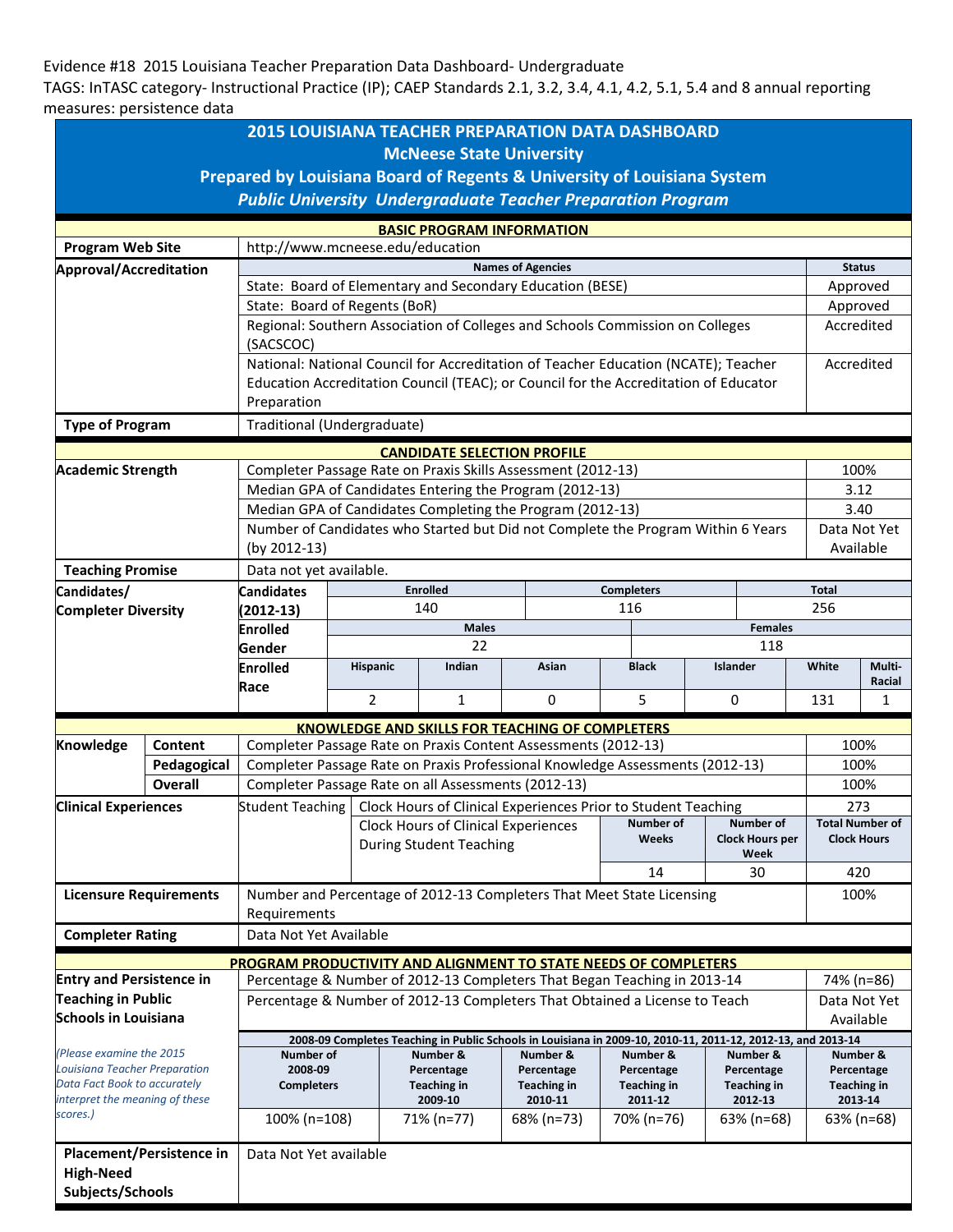Evidence #18 2015 Louisiana Teacher Preparation Data Dashboard- Undergraduate

TAGS: InTASC category- Instructional Practice (IP); CAEP Standards 2.1, 3.2, 3.4, 4.1, 4.2, 5.1, 5.4 and 8 annual reporting measures: persistence data

# 2015 LOUISIANA TEACHER PREPARATION DATA DASHBOARD

## McNeese State University

## Prepared by Louisiana Board of Regents & University of Louisiana System

## *Public University Undergraduate Teacher Preparation Program*

### BASIC PROGRAM INFORMATION

| | | |
|---|---|---|
| **Program Web Site** | http://www.mcneese.edu/education | |
| **Approval/Accreditation** | **Names of Agencies** | **Status** |
| | State: Board of Elementary and Secondary Education (BESE) | Approved |
| | State: Board of Regents (BoR) | Approved |
| | Regional: Southern Association of Colleges and Schools Commission on Colleges (SACSCOC) | Accredited |
| | National: National Council for Accreditation of Teacher Education (NCATE); Teacher Education Accreditation Council (TEAC); or Council for the Accreditation of Educator Preparation | Accredited |
| **Type of Program** | Traditional (Undergraduate) | |

### CANDIDATE SELECTION PROFILE

| | | |
|---|---|---|
| **Academic Strength** | Completer Passage Rate on Praxis Skills Assessment (2012-13) | 100% |
| | Median GPA of Candidates Entering the Program (2012-13) | 3.12 |
| | Median GPA of Candidates Completing the Program (2012-13) | 3.40 |
| | Number of Candidates who Started but Did not Complete the Program Within 6 Years (by 2012-13) | Data Not Yet Available |
| **Teaching Promise** | Data not yet available. | |

**Candidates/Completer Diversity**

| **Candidates (2012-13)** | **Enrolled** | **Completers** | **Total** |
|---|---|---|---|
| | 140 | 116 | 256 |

| **Enrolled Gender** | **Males** | **Females** |
|---|---|---|
| | 22 | 118 |

| **Enrolled Race** | **Hispanic** | **Indian** | **Asian** | **Black** | **Islander** | **White** | **Multi-Racial** |
|---|---|---|---|---|---|---|---|
| | 2 | 1 | 0 | 5 | 0 | 131 | 1 |

### KNOWLEDGE AND SKILLS FOR TEACHING OF COMPLETERS

| | | | |
|---|---|---|---|
| **Knowledge** | **Content** | Completer Passage Rate on Praxis Content Assessments (2012-13) | 100% |
| | **Pedagogical** | Completer Passage Rate on Praxis Professional Knowledge Assessments (2012-13) | 100% |
| | **Overall** | Completer Passage Rate on all Assessments (2012-13) | 100% |

**Clinical Experiences** — Student Teaching

| | | | |
|---|---|---|---|
| Clock Hours of Clinical Experiences Prior to Student Teaching | | | 273 |
| Clock Hours of Clinical Experiences During Student Teaching | **Number of Weeks** | **Number of Clock Hours per Week** | **Total Number of Clock Hours** |
| | 14 | 30 | 420 |

| | | |
|---|---|---|
| **Licensure Requirements** | Number and Percentage of 2012-13 Completers That Meet State Licensing Requirements | 100% |
| **Completer Rating** | Data Not Yet Available | |

### PROGRAM PRODUCTIVITY AND ALIGNMENT TO STATE NEEDS OF COMPLETERS

**Entry and Persistence in Teaching in Public Schools in Louisiana**

*(Please examine the 2015 Louisiana Teacher Preparation Data Fact Book to accurately interpret the meaning of these scores.)*

| | |
|---|---|
| Percentage & Number of 2012-13 Completers That Began Teaching in 2013-14 | 74% (n=86) |
| Percentage & Number of 2012-13 Completers That Obtained a License to Teach | Data Not Yet Available |

**2008-09 Completes Teaching in Public Schools in Louisiana in 2009-10, 2010-11, 2011-12, 2012-13, and 2013-14**

| Number of 2008-09 Completers | Number & Percentage Teaching in 2009-10 | Number & Percentage Teaching in 2010-11 | Number & Percentage Teaching in 2011-12 | Number & Percentage Teaching in 2012-13 | Number & Percentage Teaching in 2013-14 |
|---|---|---|---|---|---|
| 100% (n=108) | 71% (n=77) | 68% (n=73) | 70% (n=76) | 63% (n=68) | 63% (n=68) |

| | |
|---|---|
| **Placement/Persistence in High-Need Subjects/Schools** | Data Not Yet available |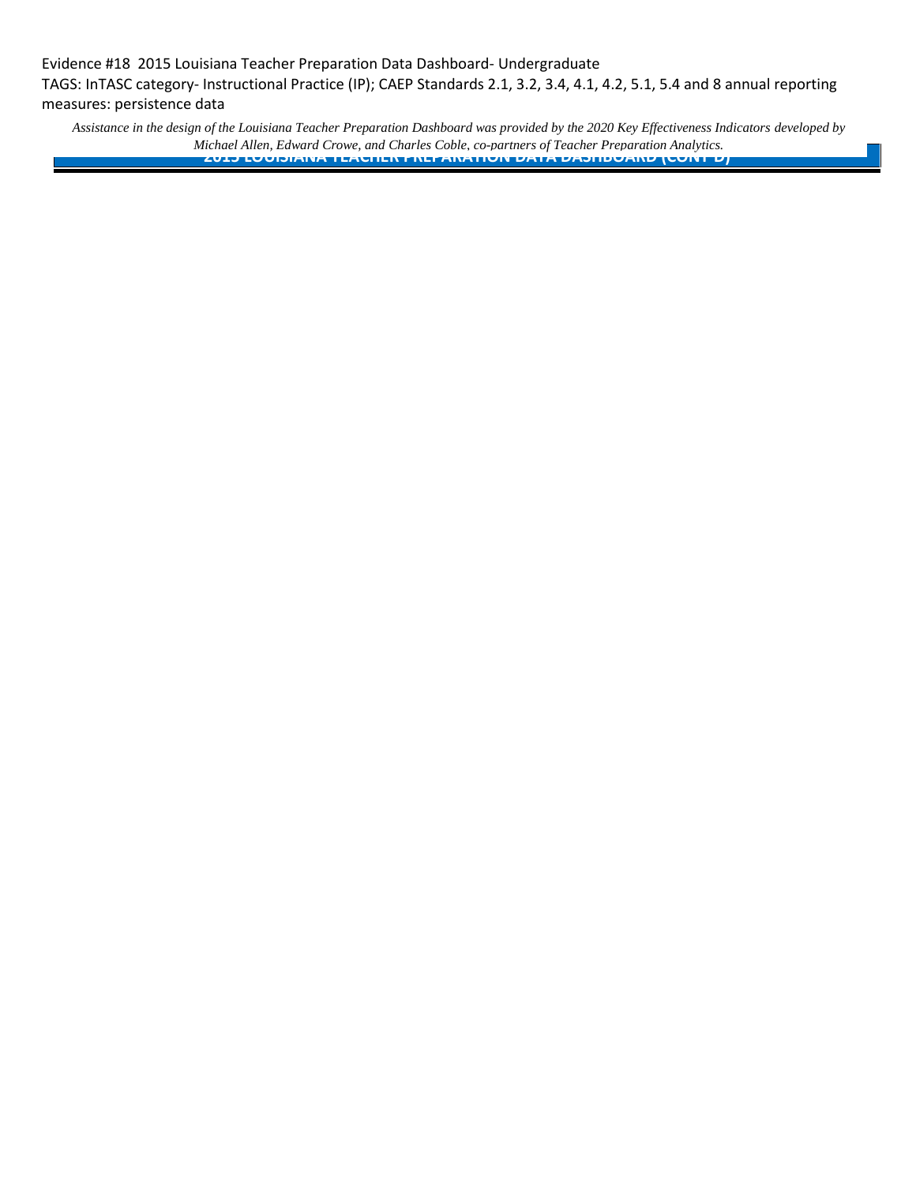Evidence #18 2015 Louisiana Teacher Preparation Data Dashboard- Undergraduate

TAGS: InTASC category- Instructional Practice (IP); CAEP Standards 2.1, 3.2, 3.4, 4.1, 4.2, 5.1, 5.4 and 8 annual reporting measures: persistence data

*Assistance in the design of the Louisiana Teacher Preparation Dashboard was provided by the 2020 Key Effectiveness Indicators developed by Michael Allen, Edward Crowe, and Charles Coble, co-partners of Teacher Preparation Analytics.*

**2015 LOUISIANA TEACHER PREPARATION DATA DASHBOARD (CONT'D)**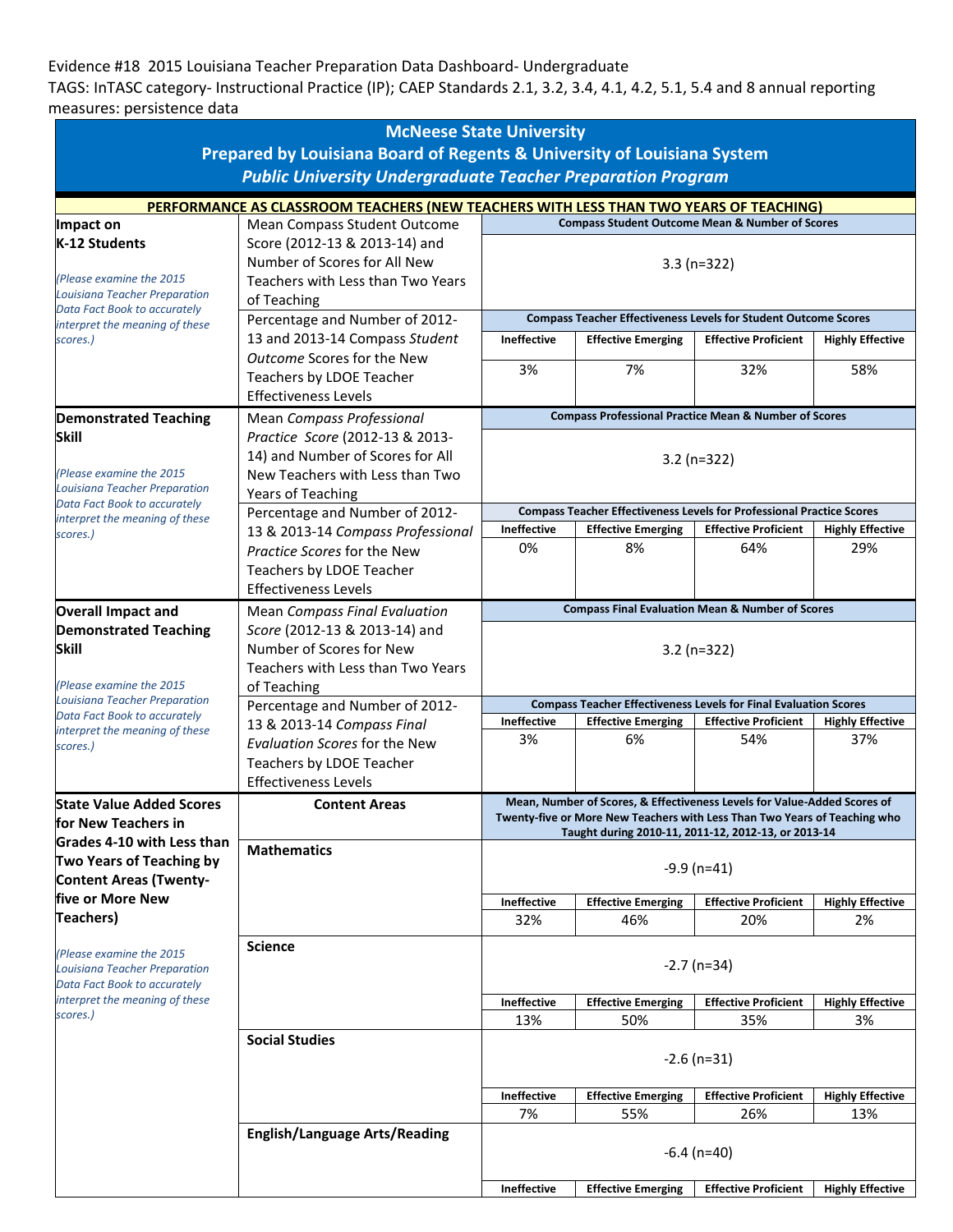Evidence #18 2015 Louisiana Teacher Preparation Data Dashboard- Undergraduate

TAGS: InTASC category- Instructional Practice (IP); CAEP Standards 2.1, 3.2, 3.4, 4.1, 4.2, 5.1, 5.4 and 8 annual reporting measures: persistence data

## McNeese State University
## Prepared by Louisiana Board of Regents & University of Louisiana System
### *Public University Undergraduate Teacher Preparation Program*

**PERFORMANCE AS CLASSROOM TEACHERS (NEW TEACHERS WITH LESS THAN TWO YEARS OF TEACHING)**

| | | | | | |
|---|---|---|---|---|---|
| **Impact on K-12 Students** *(Please examine the 2015 Louisiana Teacher Preparation Data Fact Book to accurately interpret the meaning of these scores.)* | Mean Compass Student Outcome Score (2012-13 & 2013-14) and Number of Scores for All New Teachers with Less than Two Years of Teaching | **Compass Student Outcome Mean & Number of Scores** | | | |
| | | 3.3 (n=322) | | | |
| | Percentage and Number of 2012-13 and 2013-14 Compass *Student Outcome* Scores for the New Teachers by LDOE Teacher Effectiveness Levels | **Compass Teacher Effectiveness Levels for Student Outcome Scores** | | | |
| | | **Ineffective** | **Effective Emerging** | **Effective Proficient** | **Highly Effective** |
| | | 3% | 7% | 32% | 58% |
| **Demonstrated Teaching Skill** *(Please examine the 2015 Louisiana Teacher Preparation Data Fact Book to accurately interpret the meaning of these scores.)* | Mean *Compass Professional Practice Score* (2012-13 & 2013-14) and Number of Scores for All New Teachers with Less than Two Years of Teaching | **Compass Professional Practice Mean & Number of Scores** | | | |
| | | 3.2 (n=322) | | | |
| | Percentage and Number of 2012-13 & 2013-14 *Compass Professional Practice Scores* for the New Teachers by LDOE Teacher Effectiveness Levels | **Compass Teacher Effectiveness Levels for Professional Practice Scores** | | | |
| | | **Ineffective** | **Effective Emerging** | **Effective Proficient** | **Highly Effective** |
| | | 0% | 8% | 64% | 29% |
| **Overall Impact and Demonstrated Teaching Skill** *(Please examine the 2015 Louisiana Teacher Preparation Data Fact Book to accurately interpret the meaning of these scores.)* | Mean *Compass Final Evaluation Score* (2012-13 & 2013-14) and Number of Scores for New Teachers with Less than Two Years of Teaching | **Compass Final Evaluation Mean & Number of Scores** | | | |
| | | 3.2 (n=322) | | | |
| | Percentage and Number of 2012-13 & 2013-14 *Compass Final Evaluation Scores* for the New Teachers by LDOE Teacher Effectiveness Levels | **Compass Teacher Effectiveness Levels for Final Evaluation Scores** | | | |
| | | **Ineffective** | **Effective Emerging** | **Effective Proficient** | **Highly Effective** |
| | | 3% | 6% | 54% | 37% |
| **State Value Added Scores for New Teachers in Grades 4-10 with Less than Two Years of Teaching by Content Areas (Twenty-five or More New Teachers)** *(Please examine the 2015 Louisiana Teacher Preparation Data Fact Book to accurately interpret the meaning of these scores.)* | **Content Areas** | **Mean, Number of Scores, & Effectiveness Levels for Value-Added Scores of Twenty-five or More New Teachers with Less Than Two Years of Teaching who Taught during 2010-11, 2011-12, 2012-13, or 2013-14** | | | |
| | **Mathematics** | -9.9 (n=41) | | | |
| | | **Ineffective** | **Effective Emerging** | **Effective Proficient** | **Highly Effective** |
| | | 32% | 46% | 20% | 2% |
| | **Science** | -2.7 (n=34) | | | |
| | | **Ineffective** | **Effective Emerging** | **Effective Proficient** | **Highly Effective** |
| | | 13% | 50% | 35% | 3% |
| | **Social Studies** | -2.6 (n=31) | | | |
| | | **Ineffective** | **Effective Emerging** | **Effective Proficient** | **Highly Effective** |
| | | 7% | 55% | 26% | 13% |
| | **English/Language Arts/Reading** | -6.4 (n=40) | | | |
| | | **Ineffective** | **Effective Emerging** | **Effective Proficient** | **Highly Effective** |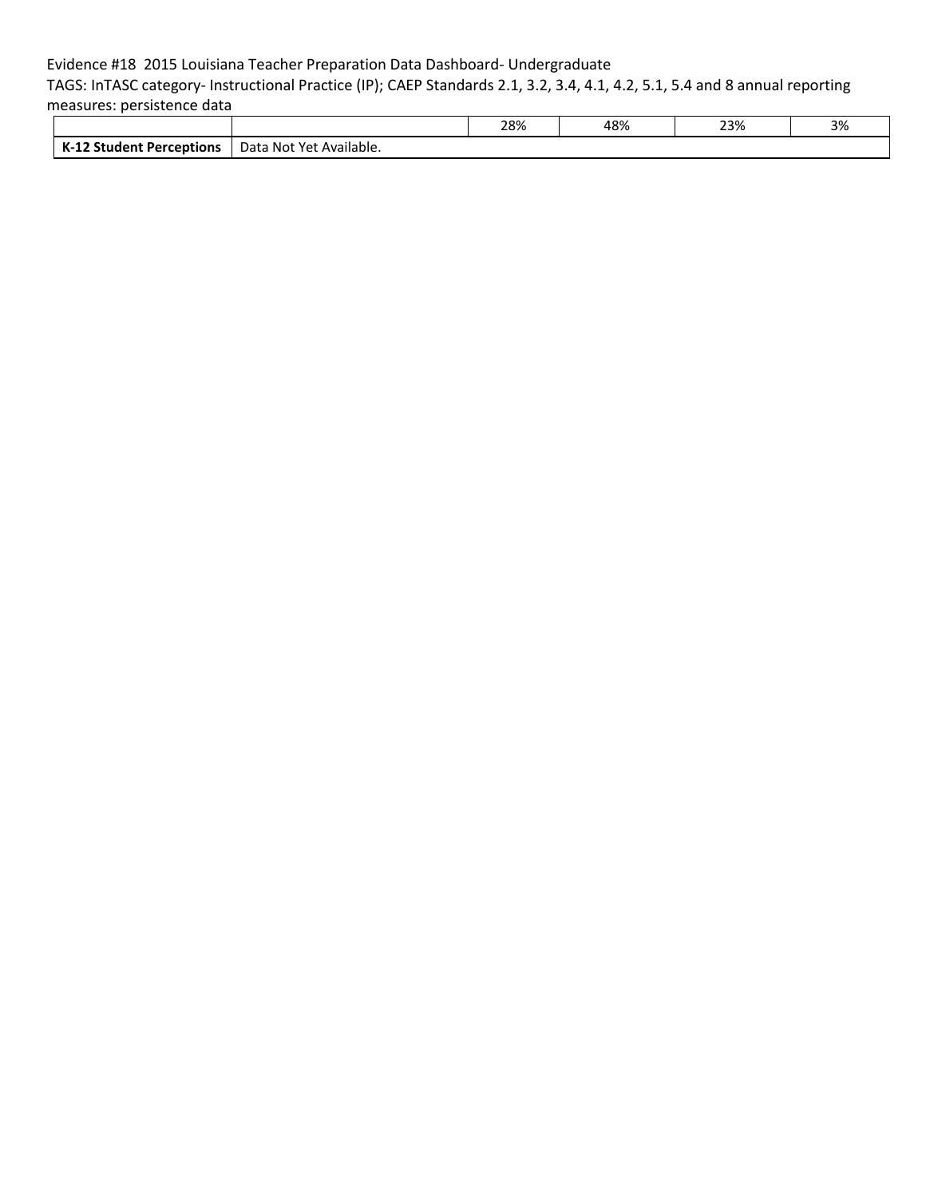Evidence #18 2015 Louisiana Teacher Preparation Data Dashboard- Undergraduate

TAGS: InTASC category- Instructional Practice (IP); CAEP Standards 2.1, 3.2, 3.4, 4.1, 4.2, 5.1, 5.4 and 8 annual reporting measures: persistence data

| | | | | | |
|---|---|---|---|---|---|
| | | 28% | 48% | 23% | 3% |
| **K-12 Student Perceptions** | Data Not Yet Available. | | | | |